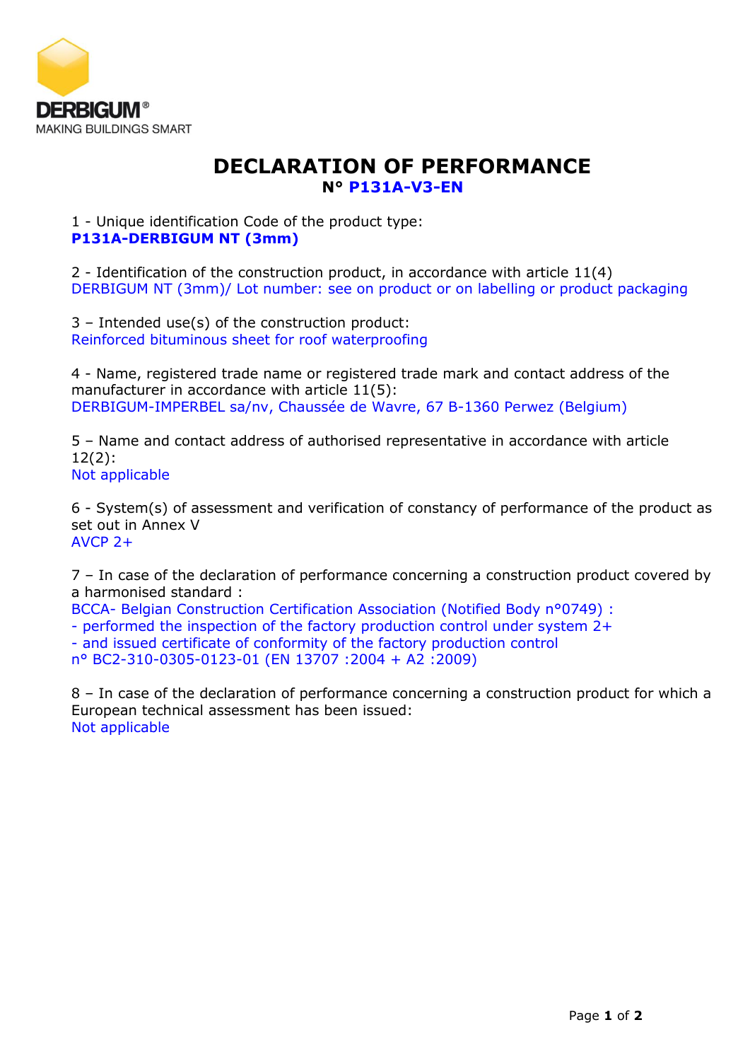DERBIGUM®
MAKING BUILDINGS SMART

# DECLARATION OF PERFORMANCE

**N° P131A-V3-EN**

1 - Unique identification Code of the product type:
**P131A-DERBIGUM NT (3mm)**

2 - Identification of the construction product, in accordance with article 11(4)
DERBIGUM NT (3mm)/ Lot number: see on product or on labelling or product packaging

3 – Intended use(s) of the construction product:
Reinforced bituminous sheet for roof waterproofing

4 - Name, registered trade name or registered trade mark and contact address of the manufacturer in accordance with article 11(5):
DERBIGUM-IMPERBEL sa/nv, Chaussée de Wavre, 67 B-1360 Perwez (Belgium)

5 – Name and contact address of authorised representative in accordance with article 12(2):
Not applicable

6 - System(s) of assessment and verification of constancy of performance of the product as set out in Annex V
AVCP 2+

7 – In case of the declaration of performance concerning a construction product covered by a harmonised standard :
BCCA- Belgian Construction Certification Association (Notified Body n°0749) :
- performed the inspection of the factory production control under system 2+
- and issued certificate of conformity of the factory production control
n° BC2-310-0305-0123-01 (EN 13707 :2004 + A2 :2009)

8 – In case of the declaration of performance concerning a construction product for which a European technical assessment has been issued:
Not applicable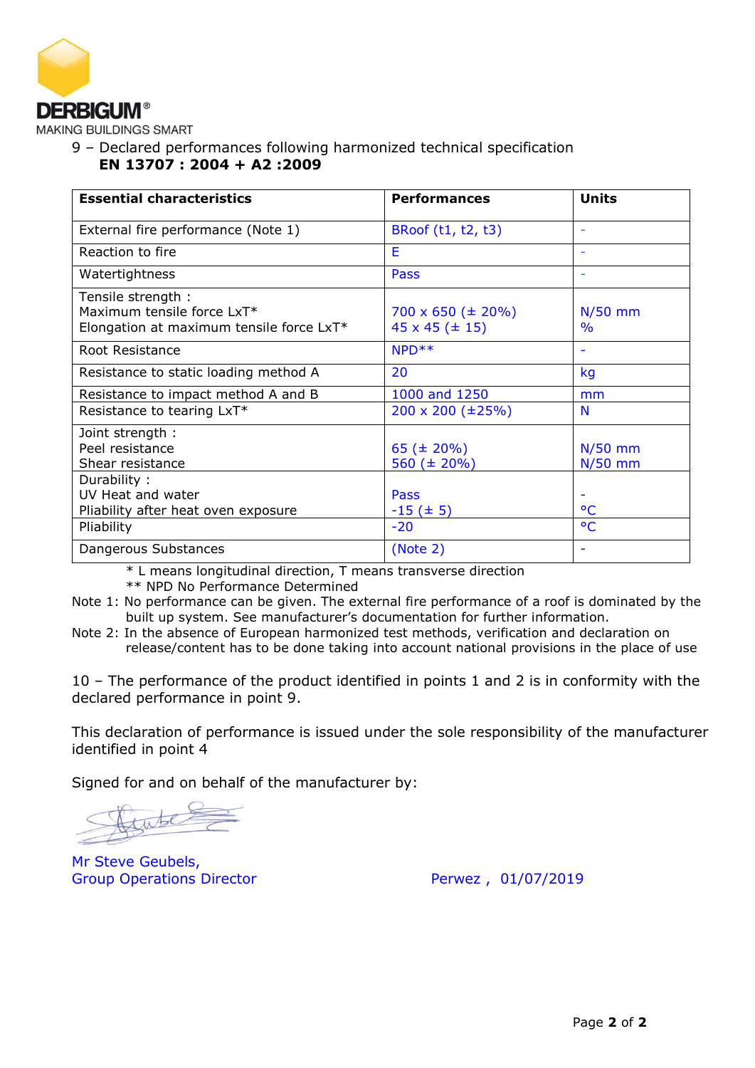DERBIGUM®

MAKING BUILDINGS SMART

9 – Declared performances following harmonized technical specification
**EN 13707 : 2004 + A2 :2009**

| **Essential characteristics** | **Performances** | **Units** |
|---|---|---|
| External fire performance (Note 1) | BRoof (t1, t2, t3) | - |
| Reaction to fire | E | - |
| Watertightness | Pass | - |
| Tensile strength :<br>Maximum tensile force LxT*<br>Elongation at maximum tensile force LxT* | <br>700 x 650 (± 20%)<br>45 x 45 (± 15) | <br>N/50 mm<br>% |
| Root Resistance | NPD** | - |
| Resistance to static loading method A | 20 | kg |
| Resistance to impact method A and B | 1000 and 1250 | mm |
| Resistance to tearing LxT* | 200 x 200 (±25%) | N |
| Joint strength :<br>Peel resistance<br>Shear resistance | <br>65 (± 20%)<br>560 (± 20%) | <br>N/50 mm<br>N/50 mm |
| Durability :<br>UV Heat and water<br>Pliability after heat oven exposure | <br>Pass<br>-15 (± 5) | <br>-<br>°C |
| Pliability | -20 | °C |
| Dangerous Substances | (Note 2) | - |

\* L means longitudinal direction, T means transverse direction
\*\* NPD No Performance Determined

Note 1: No performance can be given. The external fire performance of a roof is dominated by the built up system. See manufacturer's documentation for further information.

Note 2: In the absence of European harmonized test methods, verification and declaration on release/content has to be done taking into account national provisions in the place of use

10 – The performance of the product identified in points 1 and 2 is in conformity with the declared performance in point 9.

This declaration of performance is issued under the sole responsibility of the manufacturer identified in point 4

Signed for and on behalf of the manufacturer by:

Mr Steve Geubels,
Group Operations Director

Perwez , 01/07/2019